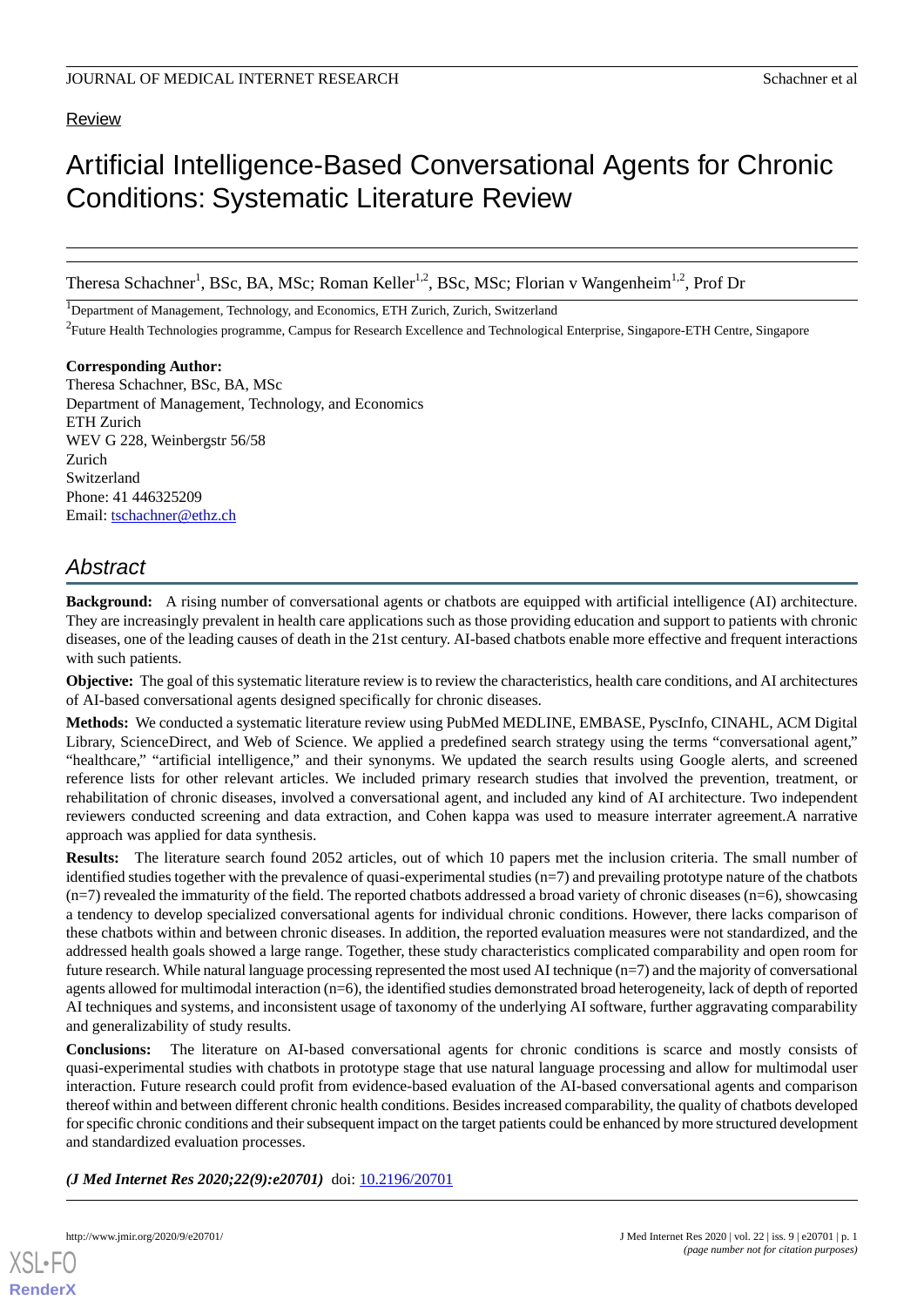Review

# Artificial Intelligence-Based Conversational Agents for Chronic Conditions: Systematic Literature Review

Theresa Schachner[1], BSc, BA, MSc; Roman Keller[1,2], BSc, MSc; Florian v Wangenheim[1,2], Prof Dr

[1]Department of Management, Technology, and Economics, ETH Zurich, Zurich, Switzerland

[2]Future Health Technologies programme, Campus for Research Excellence and Technological Enterprise, Singapore-ETH Centre, Singapore

**Corresponding Author:**
Theresa Schachner, BSc, BA, MSc
Department of Management, Technology, and Economics
ETH Zurich
WEV G 228, Weinbergstr 56/58
Zurich
Switzerland
Phone: 41 446325209
Email: tschachner@ethz.ch

## Abstract

**Background:** A rising number of conversational agents or chatbots are equipped with artificial intelligence (AI) architecture. They are increasingly prevalent in health care applications such as those providing education and support to patients with chronic diseases, one of the leading causes of death in the 21st century. AI-based chatbots enable more effective and frequent interactions with such patients.

**Objective:** The goal of this systematic literature review is to review the characteristics, health care conditions, and AI architectures of AI-based conversational agents designed specifically for chronic diseases.

**Methods:** We conducted a systematic literature review using PubMed MEDLINE, EMBASE, PyscInfo, CINAHL, ACM Digital Library, ScienceDirect, and Web of Science. We applied a predefined search strategy using the terms "conversational agent," "healthcare," "artificial intelligence," and their synonyms. We updated the search results using Google alerts, and screened reference lists for other relevant articles. We included primary research studies that involved the prevention, treatment, or rehabilitation of chronic diseases, involved a conversational agent, and included any kind of AI architecture. Two independent reviewers conducted screening and data extraction, and Cohen kappa was used to measure interrater agreement.A narrative approach was applied for data synthesis.

**Results:** The literature search found 2052 articles, out of which 10 papers met the inclusion criteria. The small number of identified studies together with the prevalence of quasi-experimental studies (n=7) and prevailing prototype nature of the chatbots (n=7) revealed the immaturity of the field. The reported chatbots addressed a broad variety of chronic diseases (n=6), showcasing a tendency to develop specialized conversational agents for individual chronic conditions. However, there lacks comparison of these chatbots within and between chronic diseases. In addition, the reported evaluation measures were not standardized, and the addressed health goals showed a large range. Together, these study characteristics complicated comparability and open room for future research. While natural language processing represented the most used AI technique (n=7) and the majority of conversational agents allowed for multimodal interaction (n=6), the identified studies demonstrated broad heterogeneity, lack of depth of reported AI techniques and systems, and inconsistent usage of taxonomy of the underlying AI software, further aggravating comparability and generalizability of study results.

**Conclusions:** The literature on AI-based conversational agents for chronic conditions is scarce and mostly consists of quasi-experimental studies with chatbots in prototype stage that use natural language processing and allow for multimodal user interaction. Future research could profit from evidence-based evaluation of the AI-based conversational agents and comparison thereof within and between different chronic health conditions. Besides increased comparability, the quality of chatbots developed for specific chronic conditions and their subsequent impact on the target patients could be enhanced by more structured development and standardized evaluation processes.

***(J Med Internet Res 2020;22(9):e20701)*** doi: 10.2196/20701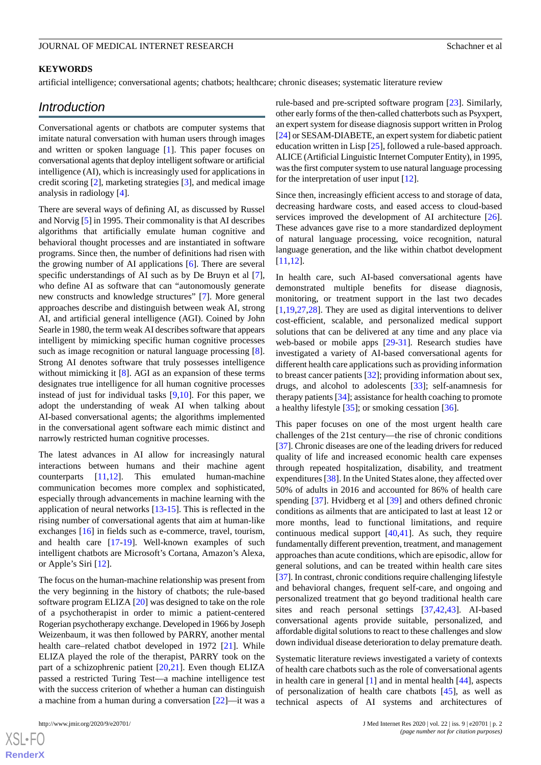## KEYWORDS

artificial intelligence; conversational agents; chatbots; healthcare; chronic diseases; systematic literature review

## Introduction

Conversational agents or chatbots are computer systems that imitate natural conversation with human users through images and written or spoken language [1]. This paper focuses on conversational agents that deploy intelligent software or artificial intelligence (AI), which is increasingly used for applications in credit scoring [2], marketing strategies [3], and medical image analysis in radiology [4].

There are several ways of defining AI, as discussed by Russel and Norvig [5] in 1995. Their commonality is that AI describes algorithms that artificially emulate human cognitive and behavioral thought processes and are instantiated in software programs. Since then, the number of definitions had risen with the growing number of AI applications [6]. There are several specific understandings of AI such as by De Bruyn et al [7], who define AI as software that can "autonomously generate new constructs and knowledge structures" [7]. More general approaches describe and distinguish between weak AI, strong AI, and artificial general intelligence (AGI). Coined by John Searle in 1980, the term weak AI describes software that appears intelligent by mimicking specific human cognitive processes such as image recognition or natural language processing [8]. Strong AI denotes software that truly possesses intelligence without mimicking it [8]. AGI as an expansion of these terms designates true intelligence for all human cognitive processes instead of just for individual tasks [9,10]. For this paper, we adopt the understanding of weak AI when talking about AI-based conversational agents; the algorithms implemented in the conversational agent software each mimic distinct and narrowly restricted human cognitive processes.

The latest advances in AI allow for increasingly natural interactions between humans and their machine agent counterparts [11,12]. This emulated human-machine communication becomes more complex and sophisticated, especially through advancements in machine learning with the application of neural networks [13-15]. This is reflected in the rising number of conversational agents that aim at human-like exchanges [16] in fields such as e-commerce, travel, tourism, and health care [17-19]. Well-known examples of such intelligent chatbots are Microsoft's Cortana, Amazon's Alexa, or Apple's Siri [12].

The focus on the human-machine relationship was present from the very beginning in the history of chatbots; the rule-based software program ELIZA [20] was designed to take on the role of a psychotherapist in order to mimic a patient-centered Rogerian psychotherapy exchange. Developed in 1966 by Joseph Weizenbaum, it was then followed by PARRY, another mental health care–related chatbot developed in 1972 [21]. While ELIZA played the role of the therapist, PARRY took on the part of a schizophrenic patient [20,21]. Even though ELIZA passed a restricted Turing Test—a machine intelligence test with the success criterion of whether a human can distinguish a machine from a human during a conversation [22]—it was a rule-based and pre-scripted software program [23]. Similarly, other early forms of the then-called chatterbots such as Psyxpert, an expert system for disease diagnosis support written in Prolog [24] or SESAM-DIABETE, an expert system for diabetic patient education written in Lisp [25], followed a rule-based approach. ALICE (Artificial Linguistic Internet Computer Entity), in 1995, was the first computer system to use natural language processing for the interpretation of user input [12].

Since then, increasingly efficient access to and storage of data, decreasing hardware costs, and eased access to cloud-based services improved the development of AI architecture [26]. These advances gave rise to a more standardized deployment of natural language processing, voice recognition, natural language generation, and the like within chatbot development [11,12].

In health care, such AI-based conversational agents have demonstrated multiple benefits for disease diagnosis, monitoring, or treatment support in the last two decades [1,19,27,28]. They are used as digital interventions to deliver cost-efficient, scalable, and personalized medical support solutions that can be delivered at any time and any place via web-based or mobile apps [29-31]. Research studies have investigated a variety of AI-based conversational agents for different health care applications such as providing information to breast cancer patients [32]; providing information about sex, drugs, and alcohol to adolescents [33]; self-anamnesis for therapy patients [34]; assistance for health coaching to promote a healthy lifestyle [35]; or smoking cessation [36].

This paper focuses on one of the most urgent health care challenges of the 21st century—the rise of chronic conditions [37]. Chronic diseases are one of the leading drivers for reduced quality of life and increased economic health care expenses through repeated hospitalization, disability, and treatment expenditures [38]. In the United States alone, they affected over 50% of adults in 2016 and accounted for 86% of health care spending [37]. Hvidberg et al [39] and others defined chronic conditions as ailments that are anticipated to last at least 12 or more months, lead to functional limitations, and require continuous medical support [40,41]. As such, they require fundamentally different prevention, treatment, and management approaches than acute conditions, which are episodic, allow for general solutions, and can be treated within health care sites [37]. In contrast, chronic conditions require challenging lifestyle and behavioral changes, frequent self-care, and ongoing and personalized treatment that go beyond traditional health care sites and reach personal settings [37,42,43]. AI-based conversational agents provide suitable, personalized, and affordable digital solutions to react to these challenges and slow down individual disease deterioration to delay premature death.

Systematic literature reviews investigated a variety of contexts of health care chatbots such as the role of conversational agents in health care in general [1] and in mental health [44], aspects of personalization of health care chatbots [45], as well as technical aspects of AI systems and architectures of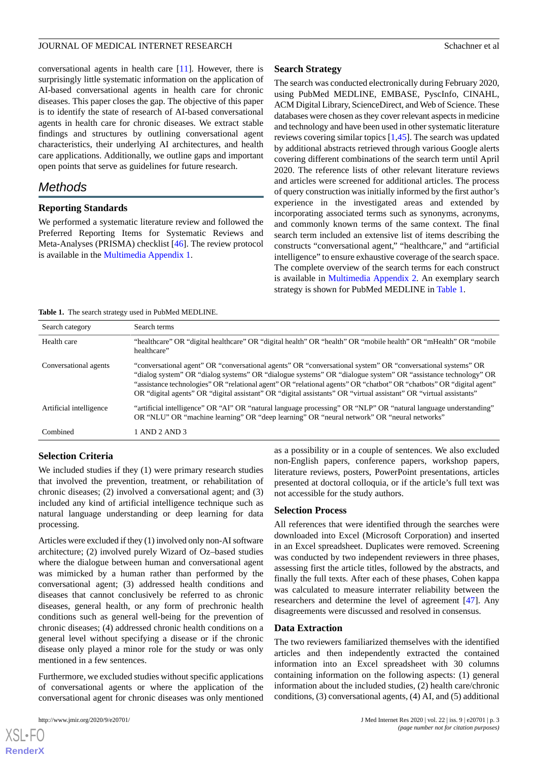conversational agents in health care [11]. However, there is surprisingly little systematic information on the application of AI-based conversational agents in health care for chronic diseases. This paper closes the gap. The objective of this paper is to identify the state of research of AI-based conversational agents in health care for chronic diseases. We extract stable findings and structures by outlining conversational agent characteristics, their underlying AI architectures, and health care applications. Additionally, we outline gaps and important open points that serve as guidelines for future research.

## Methods

### Reporting Standards

We performed a systematic literature review and followed the Preferred Reporting Items for Systematic Reviews and Meta-Analyses (PRISMA) checklist [46]. The review protocol is available in the Multimedia Appendix 1.

### Search Strategy

The search was conducted electronically during February 2020, using PubMed MEDLINE, EMBASE, PyscInfo, CINAHL, ACM Digital Library, ScienceDirect, and Web of Science. These databases were chosen as they cover relevant aspects in medicine and technology and have been used in other systematic literature reviews covering similar topics [1,45]. The search was updated by additional abstracts retrieved through various Google alerts covering different combinations of the search term until April 2020. The reference lists of other relevant literature reviews and articles were screened for additional articles. The process of query construction was initially informed by the first author's experience in the investigated areas and extended by incorporating associated terms such as synonyms, acronyms, and commonly known terms of the same context. The final search term included an extensive list of items describing the constructs "conversational agent," "healthcare," and "artificial intelligence" to ensure exhaustive coverage of the search space. The complete overview of the search terms for each construct is available in Multimedia Appendix 2. An exemplary search strategy is shown for PubMed MEDLINE in Table 1.

**Table 1.** The search strategy used in PubMed MEDLINE.

| Search category | Search terms |
|---|---|
| Health care | "healthcare" OR "digital healthcare" OR "digital health" OR "health" OR "mobile health" OR "mHealth" OR "mobile healthcare" |
| Conversational agents | "conversational agent" OR "conversational agents" OR "conversational system" OR "conversational systems" OR "dialog system" OR "dialog systems" OR "dialogue systems" OR "dialogue system" OR "assistance technology" OR "assistance technologies" OR "relational agent" OR "relational agents" OR "chatbot" OR "chatbots" OR "digital agent" OR "digital agents" OR "digital assistant" OR "digital assistants" OR "virtual assistant" OR "virtual assistants" |
| Artificial intelligence | "artificial intelligence" OR "AI" OR "natural language processing" OR "NLP" OR "natural language understanding" OR "NLU" OR "machine learning" OR "deep learning" OR "neural network" OR "neural networks" |
| Combined | 1 AND 2 AND 3 |

### Selection Criteria

We included studies if they (1) were primary research studies that involved the prevention, treatment, or rehabilitation of chronic diseases; (2) involved a conversational agent; and (3) included any kind of artificial intelligence technique such as natural language understanding or deep learning for data processing.

Articles were excluded if they (1) involved only non-AI software architecture; (2) involved purely Wizard of Oz–based studies where the dialogue between human and conversational agent was mimicked by a human rather than performed by the conversational agent; (3) addressed health conditions and diseases that cannot conclusively be referred to as chronic diseases, general health, or any form of prechronic health conditions such as general well-being for the prevention of chronic diseases; (4) addressed chronic health conditions on a general level without specifying a disease or if the chronic disease only played a minor role for the study or was only mentioned in a few sentences.

Furthermore, we excluded studies without specific applications of conversational agents or where the application of the conversational agent for chronic diseases was only mentioned as a possibility or in a couple of sentences. We also excluded non-English papers, conference papers, workshop papers, literature reviews, posters, PowerPoint presentations, articles presented at doctoral colloquia, or if the article's full text was not accessible for the study authors.

### Selection Process

All references that were identified through the searches were downloaded into Excel (Microsoft Corporation) and inserted in an Excel spreadsheet. Duplicates were removed. Screening was conducted by two independent reviewers in three phases, assessing first the article titles, followed by the abstracts, and finally the full texts. After each of these phases, Cohen kappa was calculated to measure interrater reliability between the researchers and determine the level of agreement [47]. Any disagreements were discussed and resolved in consensus.

### Data Extraction

The two reviewers familiarized themselves with the identified articles and then independently extracted the contained information into an Excel spreadsheet with 30 columns containing information on the following aspects: (1) general information about the included studies, (2) health care/chronic conditions, (3) conversational agents, (4) AI, and (5) additional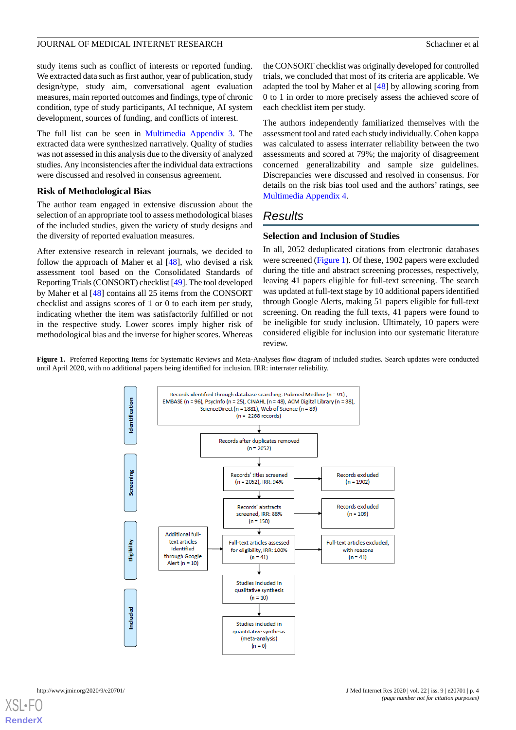study items such as conflict of interests or reported funding. We extracted data such as first author, year of publication, study design/type, study aim, conversational agent evaluation measures, main reported outcomes and findings, type of chronic condition, type of study participants, AI technique, AI system development, sources of funding, and conflicts of interest.

The full list can be seen in Multimedia Appendix 3. The extracted data were synthesized narratively. Quality of studies was not assessed in this analysis due to the diversity of analyzed studies. Any inconsistencies after the individual data extractions were discussed and resolved in consensus agreement.

### Risk of Methodological Bias

The author team engaged in extensive discussion about the selection of an appropriate tool to assess methodological biases of the included studies, given the variety of study designs and the diversity of reported evaluation measures.

After extensive research in relevant journals, we decided to follow the approach of Maher et al [48], who devised a risk assessment tool based on the Consolidated Standards of Reporting Trials (CONSORT) checklist [49]. The tool developed by Maher et al [48] contains all 25 items from the CONSORT checklist and assigns scores of 1 or 0 to each item per study, indicating whether the item was satisfactorily fulfilled or not in the respective study. Lower scores imply higher risk of methodological bias and the inverse for higher scores. Whereas the CONSORT checklist was originally developed for controlled trials, we concluded that most of its criteria are applicable. We adapted the tool by Maher et al [48] by allowing scoring from 0 to 1 in order to more precisely assess the achieved score of each checklist item per study.

The authors independently familiarized themselves with the assessment tool and rated each study individually. Cohen kappa was calculated to assess interrater reliability between the two assessments and scored at 79%; the majority of disagreement concerned generalizability and sample size guidelines. Discrepancies were discussed and resolved in consensus. For details on the risk bias tool used and the authors' ratings, see Multimedia Appendix 4.

## Results

### Selection and Inclusion of Studies

In all, 2052 deduplicated citations from electronic databases were screened (Figure 1). Of these, 1902 papers were excluded during the title and abstract screening processes, respectively, leaving 41 papers eligible for full-text screening. The search was updated at full-text stage by 10 additional papers identified through Google Alerts, making 51 papers eligible for full-text screening. On reading the full texts, 41 papers were found to be ineligible for study inclusion. Ultimately, 10 papers were considered eligible for inclusion into our systematic literature review.

**Figure 1.** Preferred Reporting Items for Systematic Reviews and Meta-Analyses flow diagram of included studies. Search updates were conducted until April 2020, with no additional papers being identified for inclusion. IRR: interrater reliability.

**Identification**

Records identified through database searching: Pubmed Medline (n = 91), EMBASE (n = 96), PsycInfo (n = 25), CINAHL (n = 48), ACM Digital Library (n = 38), ScienceDirect (n = 1881), Web of Science (n = 89) (n = 2268 records)

Records after duplicates removed (n = 2052)

**Screening**

Records' titles screened (n = 2052), IRR: 94% → Records excluded (n = 1902)

Records' abstracts screened, IRR: 88% (n = 150) → Records excluded (n = 109)

**Eligibility**

Additional full-text articles identified through Google Alert (n = 10) → Full-text articles assessed for eligibility, IRR: 100% (n = 41) → Full-text articles excluded, with reasons (n = 41)

**Included**

Studies included in qualitative synthesis (n = 10)

Studies included in quantitative synthesis (meta-analysis) (n = 0)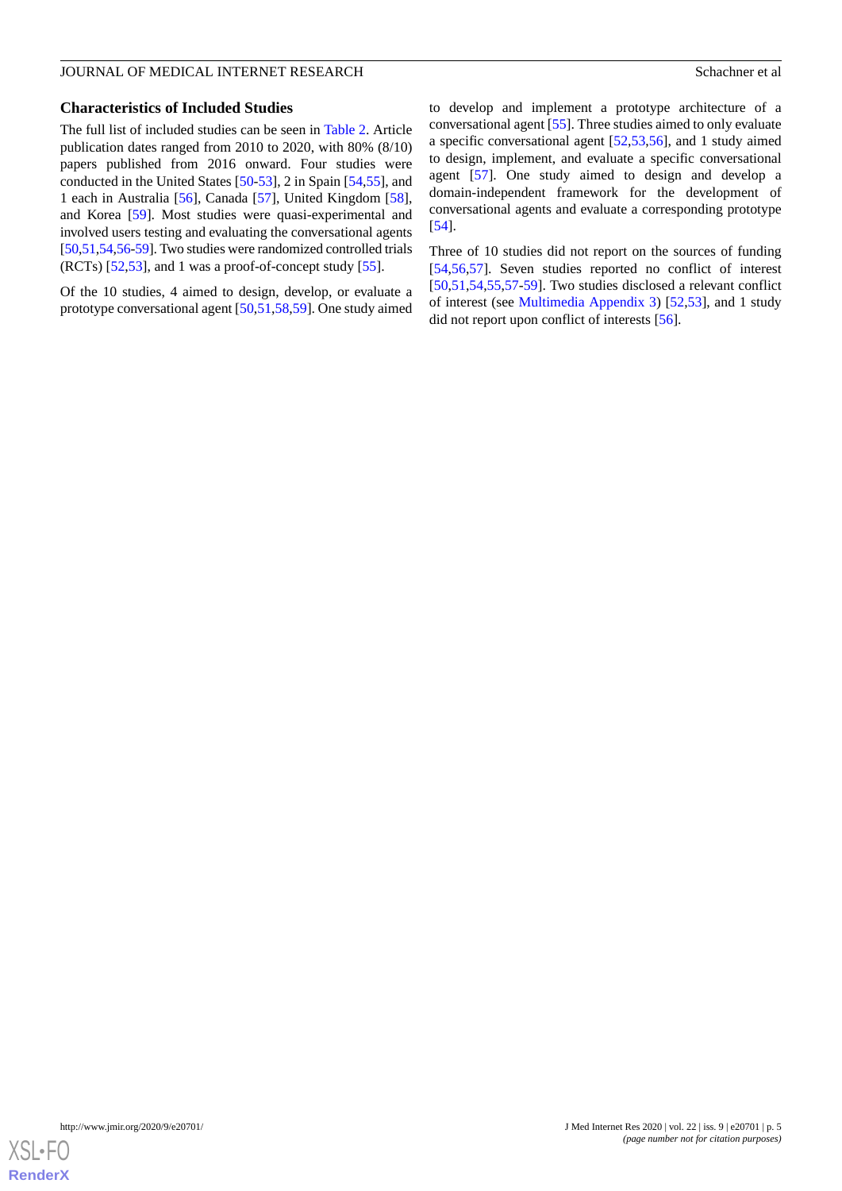### Characteristics of Included Studies

The full list of included studies can be seen in Table 2. Article publication dates ranged from 2010 to 2020, with 80% (8/10) papers published from 2016 onward. Four studies were conducted in the United States [50-53], 2 in Spain [54,55], and 1 each in Australia [56], Canada [57], United Kingdom [58], and Korea [59]. Most studies were quasi-experimental and involved users testing and evaluating the conversational agents [50,51,54,56-59]. Two studies were randomized controlled trials (RCTs) [52,53], and 1 was a proof-of-concept study [55].

Of the 10 studies, 4 aimed to design, develop, or evaluate a prototype conversational agent [50,51,58,59]. One study aimed to develop and implement a prototype architecture of a conversational agent [55]. Three studies aimed to only evaluate a specific conversational agent [52,53,56], and 1 study aimed to design, implement, and evaluate a specific conversational agent [57]. One study aimed to design and develop a domain-independent framework for the development of conversational agents and evaluate a corresponding prototype [54].

Three of 10 studies did not report on the sources of funding [54,56,57]. Seven studies reported no conflict of interest [50,51,54,55,57-59]. Two studies disclosed a relevant conflict of interest (see Multimedia Appendix 3) [52,53], and 1 study did not report upon conflict of interests [56].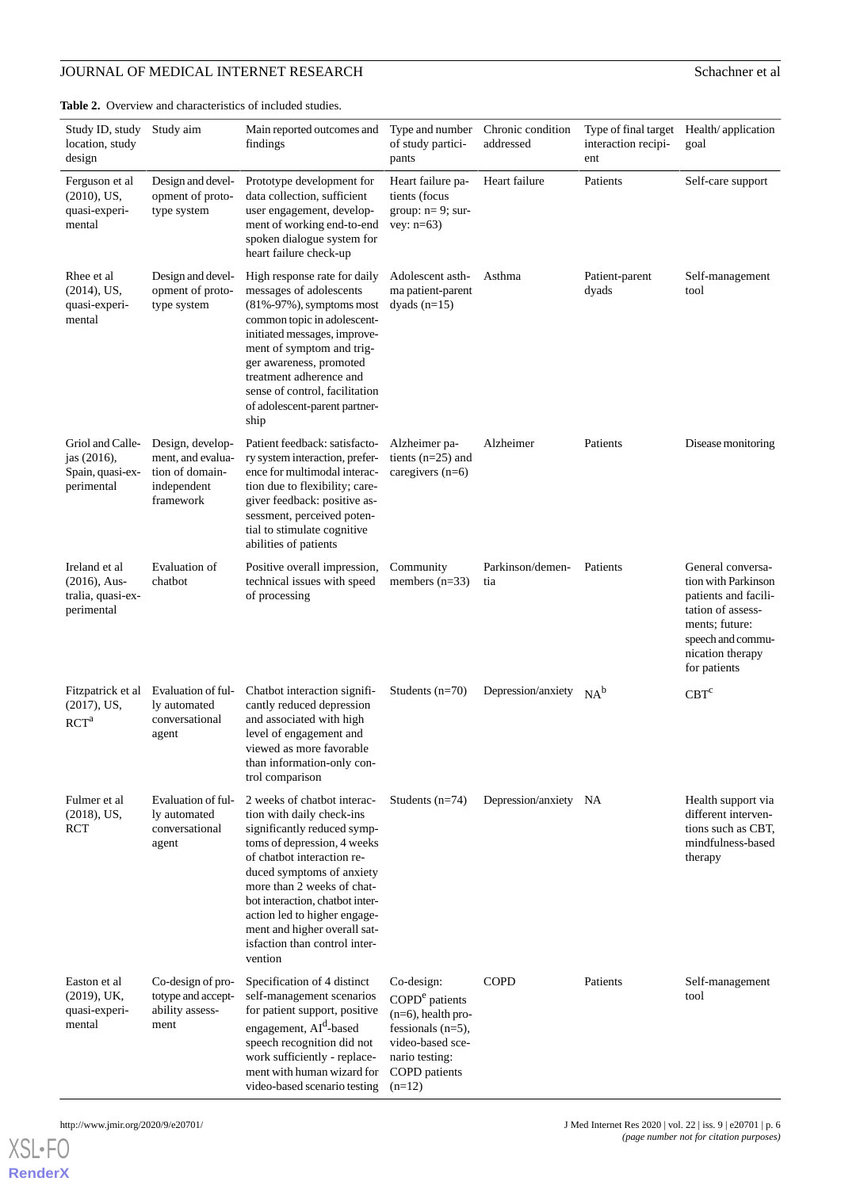**Table 2.** Overview and characteristics of included studies.

| Study ID, study location, study design | Study aim | Main reported outcomes and findings | Type and number of study participants | Chronic condition addressed | Type of final target interaction recipient | Health/ application goal |
|---|---|---|---|---|---|---|
| Ferguson et al (2010), US, quasi-experimental | Design and development of prototype system | Prototype development for data collection, sufficient user engagement, development of working end-to-end spoken dialogue system for heart failure check-up | Heart failure patients (focus group: n= 9; survey: n=63) | Heart failure | Patients | Self-care support |
| Rhee et al (2014), US, quasi-experimental | Design and development of prototype system | High response rate for daily messages of adolescents (81%-97%), symptoms most common topic in adolescent-initiated messages, improvement of symptom and trigger awareness, promoted treatment adherence and sense of control, facilitation of adolescent-parent partnership | Adolescent asthma patient-parent dyads (n=15) | Asthma | Patient-parent dyads | Self-management tool |
| Griol and Callejas (2016), Spain, quasi-experimental | Design, development, and evaluation of domain-independent framework | Patient feedback: satisfactory system interaction, preference for multimodal interaction due to flexibility; caregiver feedback: positive assessment, perceived potential to stimulate cognitive abilities of patients | Alzheimer patients (n=25) and caregivers (n=6) | Alzheimer | Patients | Disease monitoring |
| Ireland et al (2016), Australia, quasi-experimental | Evaluation of chatbot | Positive overall impression, technical issues with speed of processing | Community members (n=33) | Parkinson/dementia | Patients | General conversation with Parkinson patients and facilitation of assessments; future: speech and communication therapy for patients |
| Fitzpatrick et al (2017), US, RCT[a] | Evaluation of fully automated conversational agent | Chatbot interaction significantly reduced depression and associated with high level of engagement and viewed as more favorable than information-only control comparison | Students (n=70) | Depression/anxiety | NA[b] | CBT[c] |
| Fulmer et al (2018), US, RCT | Evaluation of fully automated conversational agent | 2 weeks of chatbot interaction with daily check-ins significantly reduced symptoms of depression, 4 weeks of chatbot interaction reduced symptoms of anxiety more than 2 weeks of chatbot interaction, chatbot interaction led to higher engagement and higher overall satisfaction than control intervention | Students (n=74) | Depression/anxiety | NA | Health support via different interventions such as CBT, mindfulness-based therapy |
| Easton et al (2019), UK, quasi-experimental | Co-design of prototype and acceptability assessment | Specification of 4 distinct self-management scenarios for patient support, positive engagement, AI[d]-based speech recognition did not work sufficiently - replacement with human wizard for video-based scenario testing | Co-design: COPD[e] patients (n=6), health professionals (n=5), video-based scenario testing: COPD patients (n=12) | COPD | Patients | Self-management tool |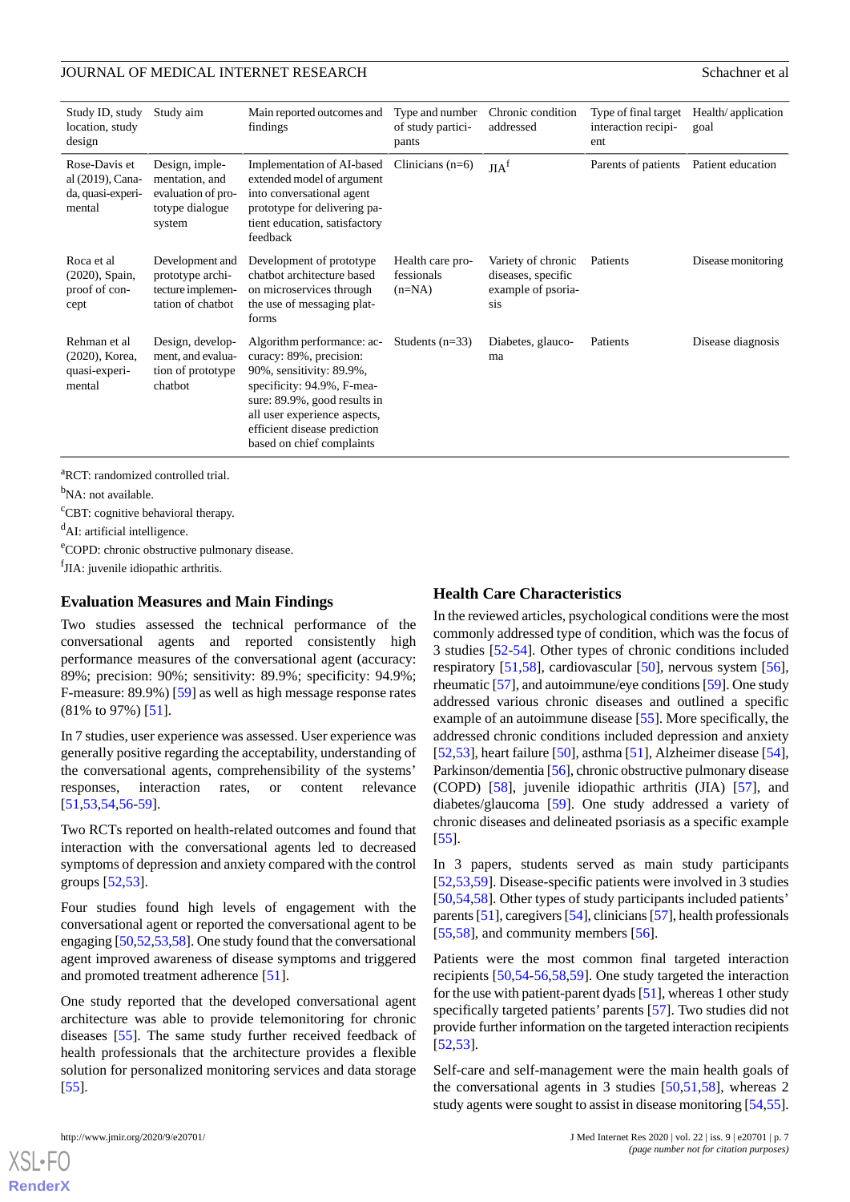| Study ID, study location, study design | Study aim | Main reported outcomes and findings | Type and number of study participants | Chronic condition addressed | Type of final target interaction recipient | Health/ application goal |
|---|---|---|---|---|---|---|
| Rose-Davis et al (2019), Canada, quasi-experimental | Design, implementation, and evaluation of prototype dialogue system | Implementation of AI-based extended model of argument into conversational agent prototype for delivering patient education, satisfactory feedback | Clinicians (n=6) | JIA[f] | Parents of patients | Patient education |
| Roca et al (2020), Spain, proof of concept | Development and prototype architecture implementation of chatbot | Development of prototype chatbot architecture based on microservices through the use of messaging platforms | Health care professionals (n=NA) | Variety of chronic diseases, specific example of psoriasis | Patients | Disease monitoring |
| Rehman et al (2020), Korea, quasi-experimental | Design, development, and evaluation of prototype chatbot | Algorithm performance: accuracy: 89%, precision: 90%, sensitivity: 89.9%, specificity: 94.9%, F-measure: 89.9%), good results in all user experience aspects, efficient disease prediction based on chief complaints | Students (n=33) | Diabetes, glaucoma | Patients | Disease diagnosis |

[a]RCT: randomized controlled trial.

[b]NA: not available.

[c]CBT: cognitive behavioral therapy.

[d]AI: artificial intelligence.

[e]COPD: chronic obstructive pulmonary disease.

[f]JIA: juvenile idiopathic arthritis.

### Evaluation Measures and Main Findings

Two studies assessed the technical performance of the conversational agents and reported consistently high performance measures of the conversational agent (accuracy: 89%; precision: 90%; sensitivity: 89.9%; specificity: 94.9%; F-measure: 89.9%) [59] as well as high message response rates (81% to 97%) [51].

In 7 studies, user experience was assessed. User experience was generally positive regarding the acceptability, understanding of the conversational agents, comprehensibility of the systems' responses, interaction rates, or content relevance [51,53,54,56-59].

Two RCTs reported on health-related outcomes and found that interaction with the conversational agents led to decreased symptoms of depression and anxiety compared with the control groups [52,53].

Four studies found high levels of engagement with the conversational agent or reported the conversational agent to be engaging [50,52,53,58]. One study found that the conversational agent improved awareness of disease symptoms and triggered and promoted treatment adherence [51].

One study reported that the developed conversational agent architecture was able to provide telemonitoring for chronic diseases [55]. The same study further received feedback of health professionals that the architecture provides a flexible solution for personalized monitoring services and data storage [55].

### Health Care Characteristics

In the reviewed articles, psychological conditions were the most commonly addressed type of condition, which was the focus of 3 studies [52-54]. Other types of chronic conditions included respiratory [51,58], cardiovascular [50], nervous system [56], rheumatic [57], and autoimmune/eye conditions [59]. One study addressed various chronic diseases and outlined a specific example of an autoimmune disease [55]. More specifically, the addressed chronic conditions included depression and anxiety [52,53], heart failure [50], asthma [51], Alzheimer disease [54], Parkinson/dementia [56], chronic obstructive pulmonary disease (COPD) [58], juvenile idiopathic arthritis (JIA) [57], and diabetes/glaucoma [59]. One study addressed a variety of chronic diseases and delineated psoriasis as a specific example [55].

In 3 papers, students served as main study participants [52,53,59]. Disease-specific patients were involved in 3 studies [50,54,58]. Other types of study participants included patients' parents [51], caregivers [54], clinicians [57], health professionals [55,58], and community members [56].

Patients were the most common final targeted interaction recipients [50,54-56,58,59]. One study targeted the interaction for the use with patient-parent dyads [51], whereas 1 other study specifically targeted patients' parents [57]. Two studies did not provide further information on the targeted interaction recipients [52,53].

Self-care and self-management were the main health goals of the conversational agents in 3 studies [50,51,58], whereas 2 study agents were sought to assist in disease monitoring [54,55].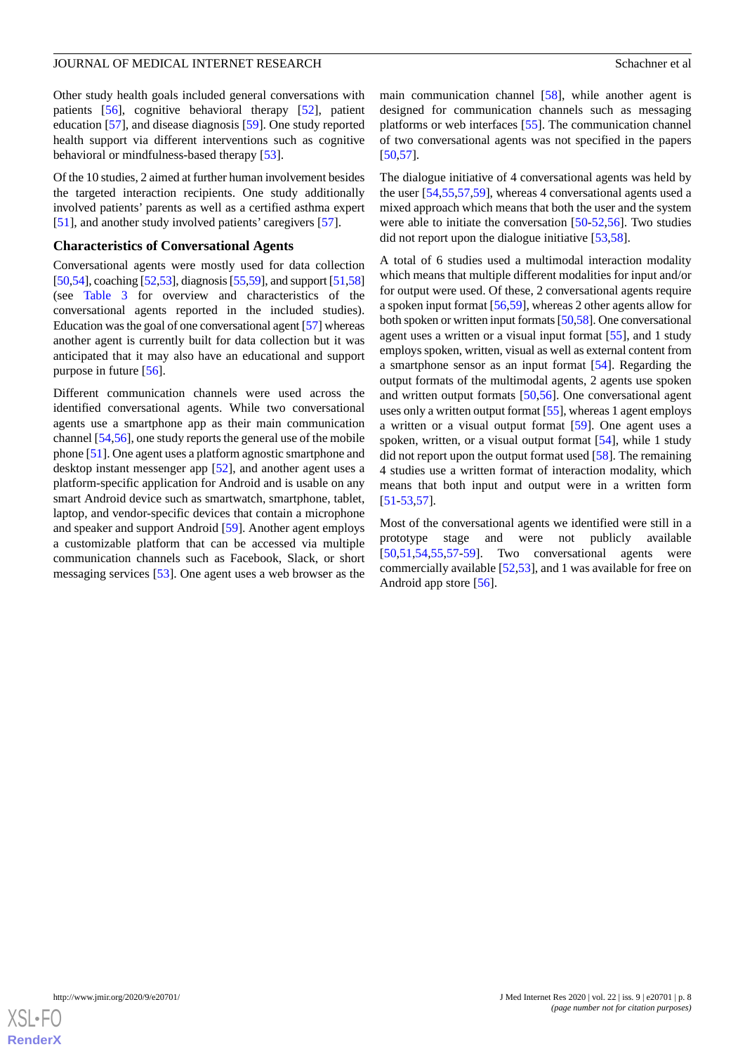Other study health goals included general conversations with patients [56], cognitive behavioral therapy [52], patient education [57], and disease diagnosis [59]. One study reported health support via different interventions such as cognitive behavioral or mindfulness-based therapy [53].

Of the 10 studies, 2 aimed at further human involvement besides the targeted interaction recipients. One study additionally involved patients' parents as well as a certified asthma expert [51], and another study involved patients' caregivers [57].

### Characteristics of Conversational Agents

Conversational agents were mostly used for data collection [50,54], coaching [52,53], diagnosis [55,59], and support [51,58] (see Table 3 for overview and characteristics of the conversational agents reported in the included studies). Education was the goal of one conversational agent [57] whereas another agent is currently built for data collection but it was anticipated that it may also have an educational and support purpose in future [56].

Different communication channels were used across the identified conversational agents. While two conversational agents use a smartphone app as their main communication channel [54,56], one study reports the general use of the mobile phone [51]. One agent uses a platform agnostic smartphone and desktop instant messenger app [52], and another agent uses a platform-specific application for Android and is usable on any smart Android device such as smartwatch, smartphone, tablet, laptop, and vendor-specific devices that contain a microphone and speaker and support Android [59]. Another agent employs a customizable platform that can be accessed via multiple communication channels such as Facebook, Slack, or short messaging services [53]. One agent uses a web browser as the main communication channel [58], while another agent is designed for communication channels such as messaging platforms or web interfaces [55]. The communication channel of two conversational agents was not specified in the papers [50,57].

The dialogue initiative of 4 conversational agents was held by the user [54,55,57,59], whereas 4 conversational agents used a mixed approach which means that both the user and the system were able to initiate the conversation [50-52,56]. Two studies did not report upon the dialogue initiative [53,58].

A total of 6 studies used a multimodal interaction modality which means that multiple different modalities for input and/or for output were used. Of these, 2 conversational agents require a spoken input format [56,59], whereas 2 other agents allow for both spoken or written input formats [50,58]. One conversational agent uses a written or a visual input format [55], and 1 study employs spoken, written, visual as well as external content from a smartphone sensor as an input format [54]. Regarding the output formats of the multimodal agents, 2 agents use spoken and written output formats [50,56]. One conversational agent uses only a written output format [55], whereas 1 agent employs a written or a visual output format [59]. One agent uses a spoken, written, or a visual output format [54], while 1 study did not report upon the output format used [58]. The remaining 4 studies use a written format of interaction modality, which means that both input and output were in a written form [51-53,57].

Most of the conversational agents we identified were still in a prototype stage and were not publicly available [50,51,54,55,57-59]. Two conversational agents were commercially available [52,53], and 1 was available for free on Android app store [56].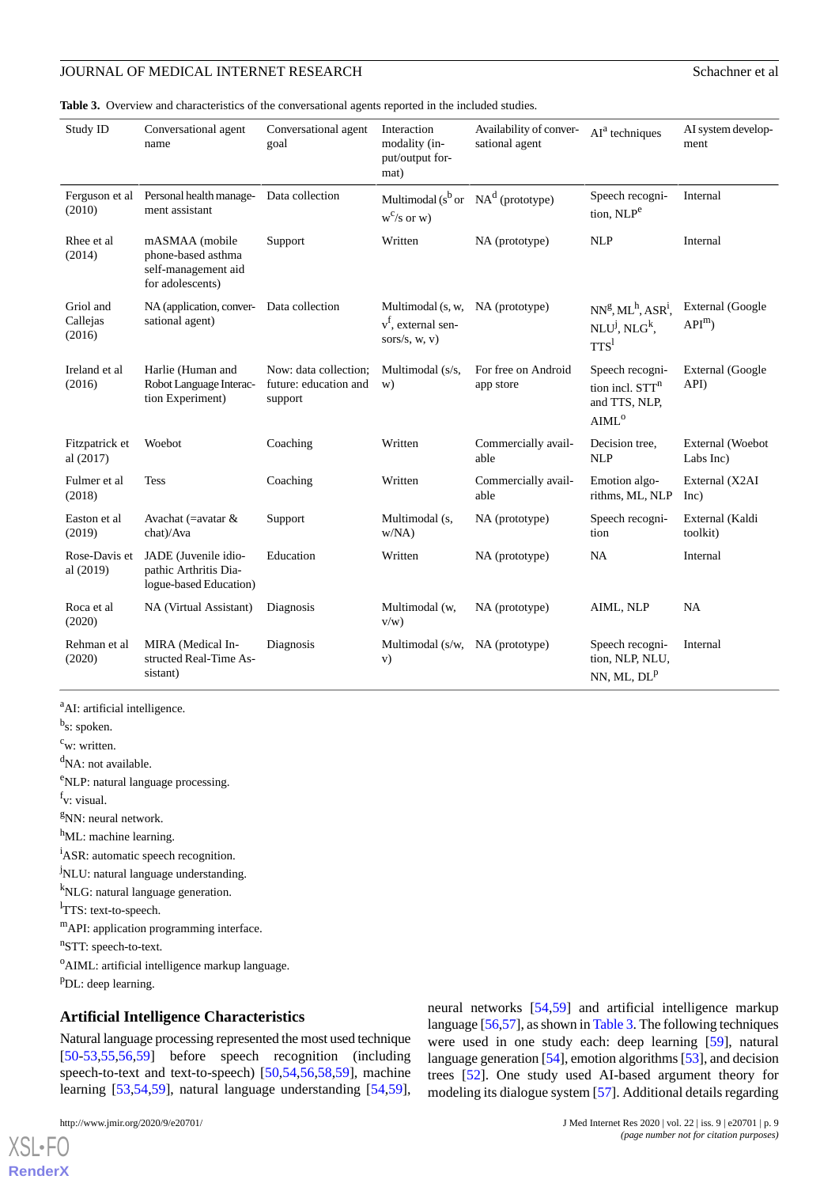**Table 3.** Overview and characteristics of the conversational agents reported in the included studies.

| Study ID | Conversational agent name | Conversational agent goal | Interaction modality (input/output format) | Availability of conversational agent | AI[a] techniques | AI system development |
|---|---|---|---|---|---|---|
| Ferguson et al (2010) | Personal health management assistant | Data collection | Multimodal (s[b] or w[c]/s or w) | NA[d] (prototype) | Speech recognition, NLP[e] | Internal |
| Rhee et al (2014) | mASMAA (mobile phone-based asthma self-management aid for adolescents) | Support | Written | NA (prototype) | NLP | Internal |
| Griol and Callejas (2016) | NA (application, conversational agent) | Data collection | Multimodal (s, w, v[f], external sensors/s, w, v) | NA (prototype) | NN[g], ML[h], ASR[i], NLU[j], NLG[k], TTS[l] | External (Google API[m]) |
| Ireland et al (2016) | Harlie (Human and Robot Language Interaction Experiment) | Now: data collection; future: education and support | Multimodal (s/s, w) | For free on Android app store | Speech recognition incl. STT[n] and TTS, NLP, AIML[o] | External (Google API) |
| Fitzpatrick et al (2017) | Woebot | Coaching | Written | Commercially available | Decision tree, NLP | External (Woebot Labs Inc) |
| Fulmer et al (2018) | Tess | Coaching | Written | Commercially available | Emotion algorithms, ML, NLP | External (X2AI Inc) |
| Easton et al (2019) | Avachat (=avatar & chat)/Ava | Support | Multimodal (s, w/NA) | NA (prototype) | Speech recognition | External (Kaldi toolkit) |
| Rose-Davis et al (2019) | JADE (Juvenile idiopathic Arthritis Dialogue-based Education) | Education | Written | NA (prototype) | NA | Internal |
| Roca et al (2020) | NA (Virtual Assistant) | Diagnosis | Multimodal (w, v/w) | NA (prototype) | AIML, NLP | NA |
| Rehman et al (2020) | MIRA (Medical Instructed Real-Time Assistant) | Diagnosis | Multimodal (s/w, v) | NA (prototype) | Speech recognition, NLP, NLU, NN, ML, DL[p] | Internal |

[a]AI: artificial intelligence.
[b]s: spoken.
[c]w: written.
[d]NA: not available.
[e]NLP: natural language processing.
[f]v: visual.
[g]NN: neural network.
[h]ML: machine learning.
[i]ASR: automatic speech recognition.
[j]NLU: natural language understanding.
[k]NLG: natural language generation.
[l]TTS: text-to-speech.
[m]API: application programming interface.
[n]STT: speech-to-text.
[o]AIML: artificial intelligence markup language.
[p]DL: deep learning.

## Artificial Intelligence Characteristics

Natural language processing represented the most used technique [50-53,55,56,59] before speech recognition (including speech-to-text and text-to-speech) [50,54,56,58,59], machine learning [53,54,59], natural language understanding [54,59], neural networks [54,59] and artificial intelligence markup language [56,57], as shown in Table 3. The following techniques were used in one study each: deep learning [59], natural language generation [54], emotion algorithms [53], and decision trees [52]. One study used AI-based argument theory for modeling its dialogue system [57]. Additional details regarding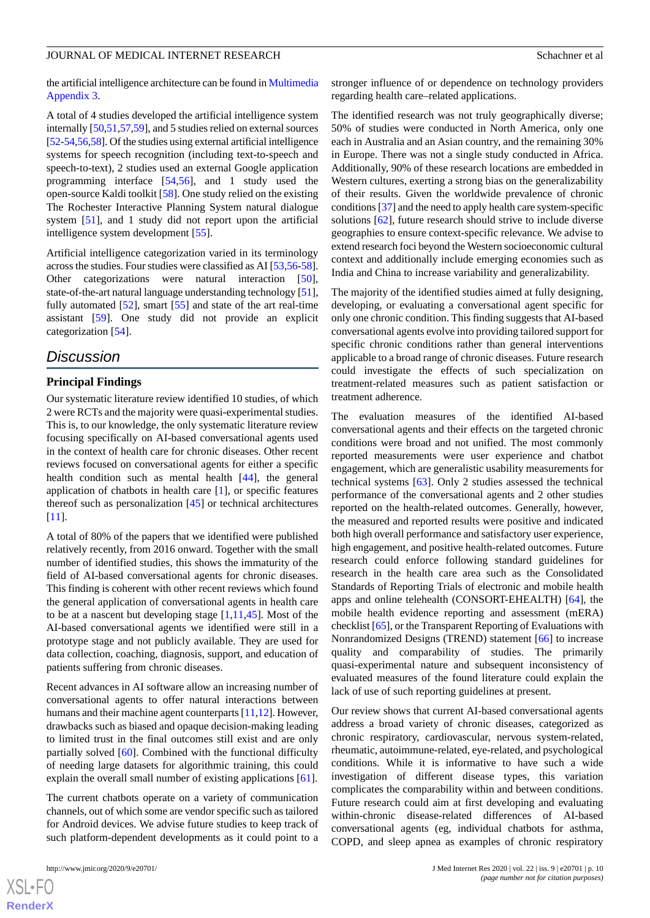the artificial intelligence architecture can be found in Multimedia Appendix 3.

A total of 4 studies developed the artificial intelligence system internally [50,51,57,59], and 5 studies relied on external sources [52-54,56,58]. Of the studies using external artificial intelligence systems for speech recognition (including text-to-speech and speech-to-text), 2 studies used an external Google application programming interface [54,56], and 1 study used the open-source Kaldi toolkit [58]. One study relied on the existing The Rochester Interactive Planning System natural dialogue system [51], and 1 study did not report upon the artificial intelligence system development [55].

Artificial intelligence categorization varied in its terminology across the studies. Four studies were classified as AI [53,56-58]. Other categorizations were natural interaction [50], state-of-the-art natural language understanding technology [51], fully automated [52], smart [55] and state of the art real-time assistant [59]. One study did not provide an explicit categorization [54].

## Discussion

### Principal Findings

Our systematic literature review identified 10 studies, of which 2 were RCTs and the majority were quasi-experimental studies. This is, to our knowledge, the only systematic literature review focusing specifically on AI-based conversational agents used in the context of health care for chronic diseases. Other recent reviews focused on conversational agents for either a specific health condition such as mental health [44], the general application of chatbots in health care [1], or specific features thereof such as personalization [45] or technical architectures [11].

A total of 80% of the papers that we identified were published relatively recently, from 2016 onward. Together with the small number of identified studies, this shows the immaturity of the field of AI-based conversational agents for chronic diseases. This finding is coherent with other recent reviews which found the general application of conversational agents in health care to be at a nascent but developing stage [1,11,45]. Most of the AI-based conversational agents we identified were still in a prototype stage and not publicly available. They are used for data collection, coaching, diagnosis, support, and education of patients suffering from chronic diseases.

Recent advances in AI software allow an increasing number of conversational agents to offer natural interactions between humans and their machine agent counterparts [11,12]. However, drawbacks such as biased and opaque decision-making leading to limited trust in the final outcomes still exist and are only partially solved [60]. Combined with the functional difficulty of needing large datasets for algorithmic training, this could explain the overall small number of existing applications [61].

The current chatbots operate on a variety of communication channels, out of which some are vendor specific such as tailored for Android devices. We advise future studies to keep track of such platform-dependent developments as it could point to a stronger influence of or dependence on technology providers regarding health care–related applications.

The identified research was not truly geographically diverse; 50% of studies were conducted in North America, only one each in Australia and an Asian country, and the remaining 30% in Europe. There was not a single study conducted in Africa. Additionally, 90% of these research locations are embedded in Western cultures, exerting a strong bias on the generalizability of their results. Given the worldwide prevalence of chronic conditions [37] and the need to apply health care system-specific solutions [62], future research should strive to include diverse geographies to ensure context-specific relevance. We advise to extend research foci beyond the Western socioeconomic cultural context and additionally include emerging economies such as India and China to increase variability and generalizability.

The majority of the identified studies aimed at fully designing, developing, or evaluating a conversational agent specific for only one chronic condition. This finding suggests that AI-based conversational agents evolve into providing tailored support for specific chronic conditions rather than general interventions applicable to a broad range of chronic diseases. Future research could investigate the effects of such specialization on treatment-related measures such as patient satisfaction or treatment adherence.

The evaluation measures of the identified AI-based conversational agents and their effects on the targeted chronic conditions were broad and not unified. The most commonly reported measurements were user experience and chatbot engagement, which are generalistic usability measurements for technical systems [63]. Only 2 studies assessed the technical performance of the conversational agents and 2 other studies reported on the health-related outcomes. Generally, however, the measured and reported results were positive and indicated both high overall performance and satisfactory user experience, high engagement, and positive health-related outcomes. Future research could enforce following standard guidelines for research in the health care area such as the Consolidated Standards of Reporting Trials of electronic and mobile health apps and online telehealth (CONSORT-EHEALTH) [64], the mobile health evidence reporting and assessment (mERA) checklist [65], or the Transparent Reporting of Evaluations with Nonrandomized Designs (TREND) statement [66] to increase quality and comparability of studies. The primarily quasi-experimental nature and subsequent inconsistency of evaluated measures of the found literature could explain the lack of use of such reporting guidelines at present.

Our review shows that current AI-based conversational agents address a broad variety of chronic diseases, categorized as chronic respiratory, cardiovascular, nervous system-related, rheumatic, autoimmune-related, eye-related, and psychological conditions. While it is informative to have such a wide investigation of different disease types, this variation complicates the comparability within and between conditions. Future research could aim at first developing and evaluating within-chronic disease-related differences of AI-based conversational agents (eg, individual chatbots for asthma, COPD, and sleep apnea as examples of chronic respiratory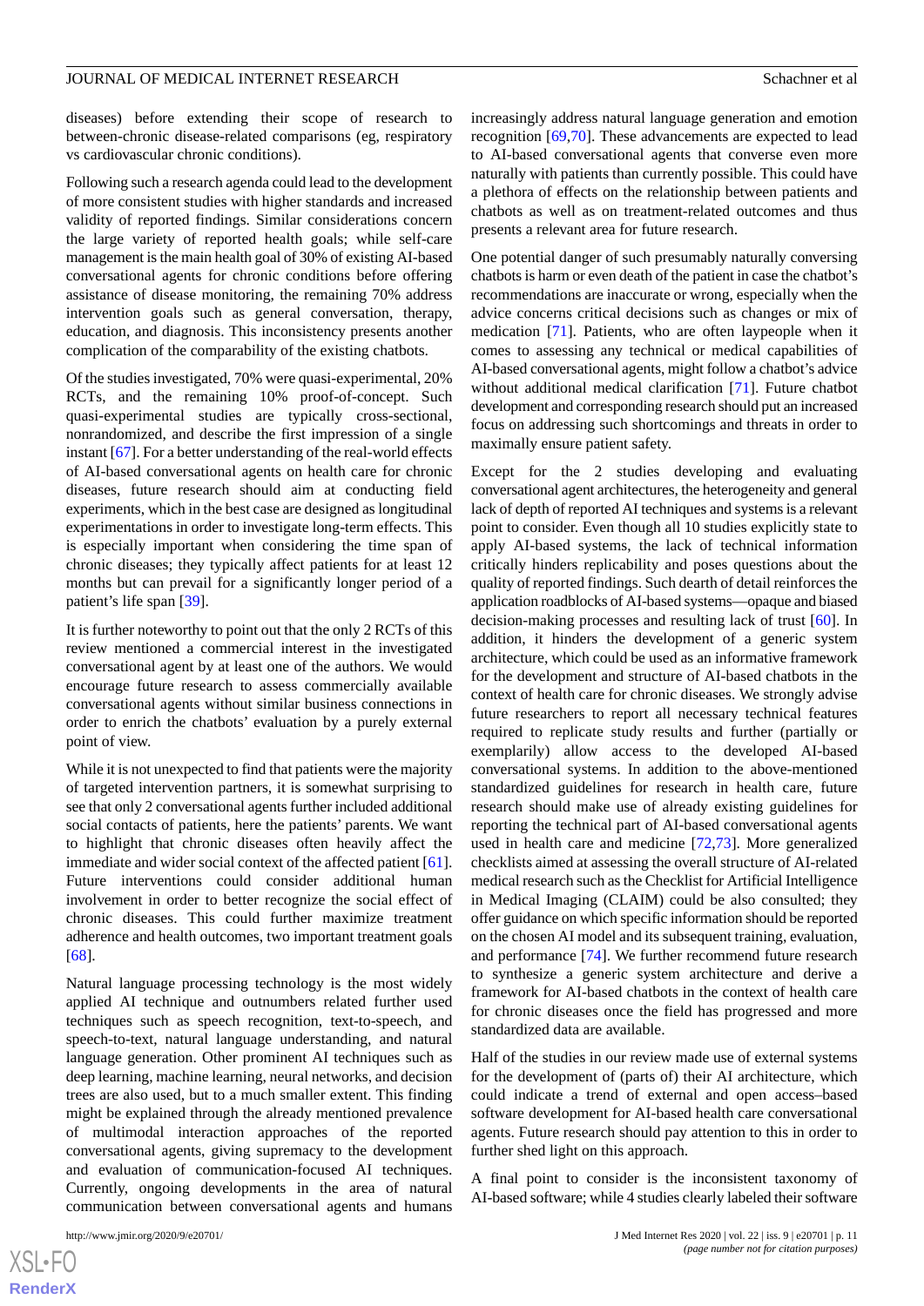diseases) before extending their scope of research to between-chronic disease-related comparisons (eg, respiratory vs cardiovascular chronic conditions).

Following such a research agenda could lead to the development of more consistent studies with higher standards and increased validity of reported findings. Similar considerations concern the large variety of reported health goals; while self-care management is the main health goal of 30% of existing AI-based conversational agents for chronic conditions before offering assistance of disease monitoring, the remaining 70% address intervention goals such as general conversation, therapy, education, and diagnosis. This inconsistency presents another complication of the comparability of the existing chatbots.

Of the studies investigated, 70% were quasi-experimental, 20% RCTs, and the remaining 10% proof-of-concept. Such quasi-experimental studies are typically cross-sectional, nonrandomized, and describe the first impression of a single instant [67]. For a better understanding of the real-world effects of AI-based conversational agents on health care for chronic diseases, future research should aim at conducting field experiments, which in the best case are designed as longitudinal experimentations in order to investigate long-term effects. This is especially important when considering the time span of chronic diseases; they typically affect patients for at least 12 months but can prevail for a significantly longer period of a patient's life span [39].

It is further noteworthy to point out that the only 2 RCTs of this review mentioned a commercial interest in the investigated conversational agent by at least one of the authors. We would encourage future research to assess commercially available conversational agents without similar business connections in order to enrich the chatbots' evaluation by a purely external point of view.

While it is not unexpected to find that patients were the majority of targeted intervention partners, it is somewhat surprising to see that only 2 conversational agents further included additional social contacts of patients, here the patients' parents. We want to highlight that chronic diseases often heavily affect the immediate and wider social context of the affected patient [61]. Future interventions could consider additional human involvement in order to better recognize the social effect of chronic diseases. This could further maximize treatment adherence and health outcomes, two important treatment goals [68].

Natural language processing technology is the most widely applied AI technique and outnumbers related further used techniques such as speech recognition, text-to-speech, and speech-to-text, natural language understanding, and natural language generation. Other prominent AI techniques such as deep learning, machine learning, neural networks, and decision trees are also used, but to a much smaller extent. This finding might be explained through the already mentioned prevalence of multimodal interaction approaches of the reported conversational agents, giving supremacy to the development and evaluation of communication-focused AI techniques. Currently, ongoing developments in the area of natural communication between conversational agents and humans increasingly address natural language generation and emotion recognition [69,70]. These advancements are expected to lead to AI-based conversational agents that converse even more naturally with patients than currently possible. This could have a plethora of effects on the relationship between patients and chatbots as well as on treatment-related outcomes and thus presents a relevant area for future research.

One potential danger of such presumably naturally conversing chatbots is harm or even death of the patient in case the chatbot's recommendations are inaccurate or wrong, especially when the advice concerns critical decisions such as changes or mix of medication [71]. Patients, who are often laypeople when it comes to assessing any technical or medical capabilities of AI-based conversational agents, might follow a chatbot's advice without additional medical clarification [71]. Future chatbot development and corresponding research should put an increased focus on addressing such shortcomings and threats in order to maximally ensure patient safety.

Except for the 2 studies developing and evaluating conversational agent architectures, the heterogeneity and general lack of depth of reported AI techniques and systems is a relevant point to consider. Even though all 10 studies explicitly state to apply AI-based systems, the lack of technical information critically hinders replicability and poses questions about the quality of reported findings. Such dearth of detail reinforces the application roadblocks of AI-based systems—opaque and biased decision-making processes and resulting lack of trust [60]. In addition, it hinders the development of a generic system architecture, which could be used as an informative framework for the development and structure of AI-based chatbots in the context of health care for chronic diseases. We strongly advise future researchers to report all necessary technical features required to replicate study results and further (partially or exemplarily) allow access to the developed AI-based conversational systems. In addition to the above-mentioned standardized guidelines for research in health care, future research should make use of already existing guidelines for reporting the technical part of AI-based conversational agents used in health care and medicine [72,73]. More generalized checklists aimed at assessing the overall structure of AI-related medical research such as the Checklist for Artificial Intelligence in Medical Imaging (CLAIM) could be also consulted; they offer guidance on which specific information should be reported on the chosen AI model and its subsequent training, evaluation, and performance [74]. We further recommend future research to synthesize a generic system architecture and derive a framework for AI-based chatbots in the context of health care for chronic diseases once the field has progressed and more standardized data are available.

Half of the studies in our review made use of external systems for the development of (parts of) their AI architecture, which could indicate a trend of external and open access–based software development for AI-based health care conversational agents. Future research should pay attention to this in order to further shed light on this approach.

A final point to consider is the inconsistent taxonomy of AI-based software; while 4 studies clearly labeled their software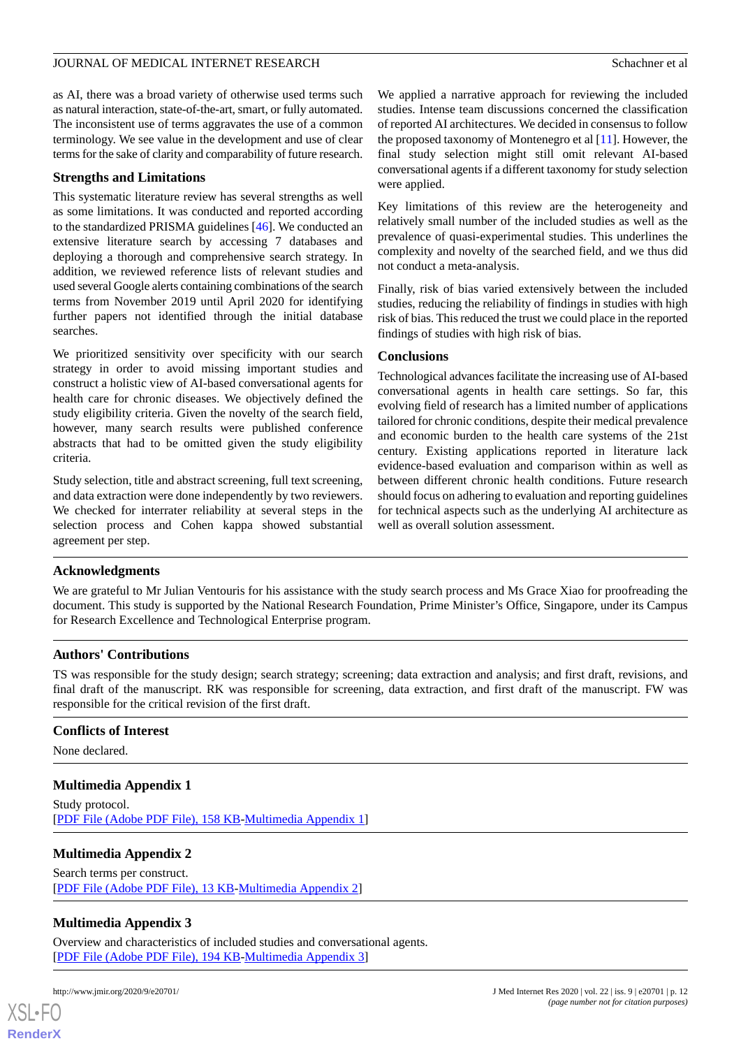as AI, there was a broad variety of otherwise used terms such as natural interaction, state-of-the-art, smart, or fully automated. The inconsistent use of terms aggravates the use of a common terminology. We see value in the development and use of clear terms for the sake of clarity and comparability of future research.

### Strengths and Limitations

This systematic literature review has several strengths as well as some limitations. It was conducted and reported according to the standardized PRISMA guidelines [46]. We conducted an extensive literature search by accessing 7 databases and deploying a thorough and comprehensive search strategy. In addition, we reviewed reference lists of relevant studies and used several Google alerts containing combinations of the search terms from November 2019 until April 2020 for identifying further papers not identified through the initial database searches.

We prioritized sensitivity over specificity with our search strategy in order to avoid missing important studies and construct a holistic view of AI-based conversational agents for health care for chronic diseases. We objectively defined the study eligibility criteria. Given the novelty of the search field, however, many search results were published conference abstracts that had to be omitted given the study eligibility criteria.

Study selection, title and abstract screening, full text screening, and data extraction were done independently by two reviewers. We checked for interrater reliability at several steps in the selection process and Cohen kappa showed substantial agreement per step.

We applied a narrative approach for reviewing the included studies. Intense team discussions concerned the classification of reported AI architectures. We decided in consensus to follow the proposed taxonomy of Montenegro et al [11]. However, the final study selection might still omit relevant AI-based conversational agents if a different taxonomy for study selection were applied.

Key limitations of this review are the heterogeneity and relatively small number of the included studies as well as the prevalence of quasi-experimental studies. This underlines the complexity and novelty of the searched field, and we thus did not conduct a meta-analysis.

Finally, risk of bias varied extensively between the included studies, reducing the reliability of findings in studies with high risk of bias. This reduced the trust we could place in the reported findings of studies with high risk of bias.

### Conclusions

Technological advances facilitate the increasing use of AI-based conversational agents in health care settings. So far, this evolving field of research has a limited number of applications tailored for chronic conditions, despite their medical prevalence and economic burden to the health care systems of the 21st century. Existing applications reported in literature lack evidence-based evaluation and comparison within as well as between different chronic health conditions. Future research should focus on adhering to evaluation and reporting guidelines for technical aspects such as the underlying AI architecture as well as overall solution assessment.

### Acknowledgments

We are grateful to Mr Julian Ventouris for his assistance with the study search process and Ms Grace Xiao for proofreading the document. This study is supported by the National Research Foundation, Prime Minister's Office, Singapore, under its Campus for Research Excellence and Technological Enterprise program.

### Authors' Contributions

TS was responsible for the study design; search strategy; screening; data extraction and analysis; and first draft, revisions, and final draft of the manuscript. RK was responsible for screening, data extraction, and first draft of the manuscript. FW was responsible for the critical revision of the first draft.

### Conflicts of Interest

None declared.

### Multimedia Appendix 1

Study protocol.
[PDF File (Adobe PDF File), 158 KB-Multimedia Appendix 1]

### Multimedia Appendix 2

Search terms per construct.
[PDF File (Adobe PDF File), 13 KB-Multimedia Appendix 2]

### Multimedia Appendix 3

Overview and characteristics of included studies and conversational agents.
[PDF File (Adobe PDF File), 194 KB-Multimedia Appendix 3]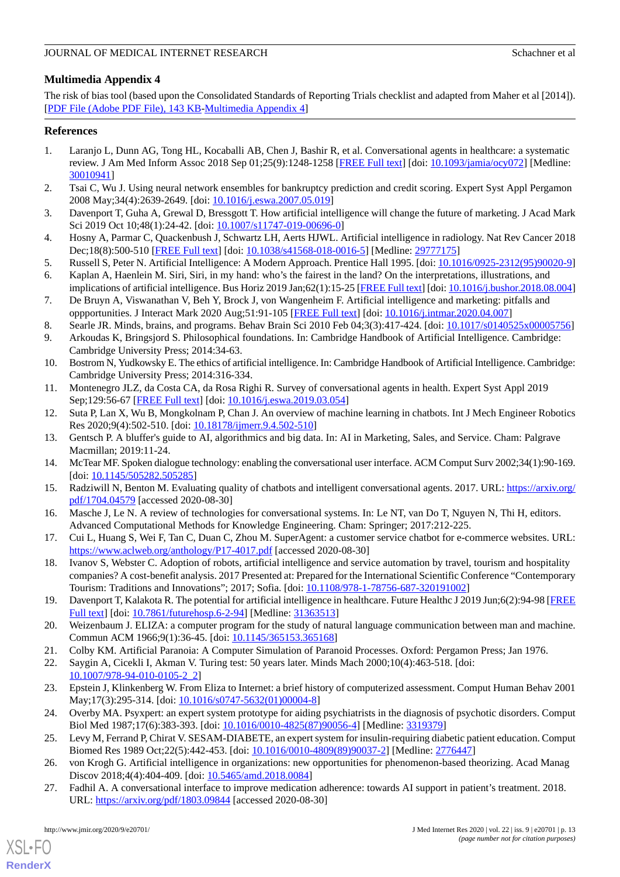## Multimedia Appendix 4

The risk of bias tool (based upon the Consolidated Standards of Reporting Trials checklist and adapted from Maher et al [2014]).
[PDF File (Adobe PDF File), 143 KB-Multimedia Appendix 4]

## References

1. Laranjo L, Dunn AG, Tong HL, Kocaballi AB, Chen J, Bashir R, et al. Conversational agents in healthcare: a systematic review. J Am Med Inform Assoc 2018 Sep 01;25(9):1248-1258 [FREE Full text] [doi: 10.1093/jamia/ocy072] [Medline: 30010941]
2. Tsai C, Wu J. Using neural network ensembles for bankruptcy prediction and credit scoring. Expert Syst Appl Pergamon 2008 May;34(4):2639-2649. [doi: 10.1016/j.eswa.2007.05.019]
3. Davenport T, Guha A, Grewal D, Bressgott T. How artificial intelligence will change the future of marketing. J Acad Mark Sci 2019 Oct 10;48(1):24-42. [doi: 10.1007/s11747-019-00696-0]
4. Hosny A, Parmar C, Quackenbush J, Schwartz LH, Aerts HJWL. Artificial intelligence in radiology. Nat Rev Cancer 2018 Dec;18(8):500-510 [FREE Full text] [doi: 10.1038/s41568-018-0016-5] [Medline: 29777175]
5. Russell S, Peter N. Artificial Intelligence: A Modern Approach. Prentice Hall 1995. [doi: 10.1016/0925-2312(95)90020-9]
6. Kaplan A, Haenlein M. Siri, Siri, in my hand: who's the fairest in the land? On the interpretations, illustrations, and implications of artificial intelligence. Bus Horiz 2019 Jan;62(1):15-25 [FREE Full text] [doi: 10.1016/j.bushor.2018.08.004]
7. De Bruyn A, Viswanathan V, Beh Y, Brock J, von Wangenheim F. Artificial intelligence and marketing: pitfalls and oppportunities. J Interact Mark 2020 Aug;51:91-105 [FREE Full text] [doi: 10.1016/j.intmar.2020.04.007]
8. Searle JR. Minds, brains, and programs. Behav Brain Sci 2010 Feb 04;3(3):417-424. [doi: 10.1017/s0140525x00005756]
9. Arkoudas K, Bringsjord S. Philosophical foundations. In: Cambridge Handbook of Artificial Intelligence. Cambridge: Cambridge University Press; 2014:34-63.
10. Bostrom N, Yudkowsky E. The ethics of artificial intelligence. In: Cambridge Handbook of Artificial Intelligence. Cambridge: Cambridge University Press; 2014:316-334.
11. Montenegro JLZ, da Costa CA, da Rosa Righi R. Survey of conversational agents in health. Expert Syst Appl 2019 Sep;129:56-67 [FREE Full text] [doi: 10.1016/j.eswa.2019.03.054]
12. Suta P, Lan X, Wu B, Mongkolnam P, Chan J. An overview of machine learning in chatbots. Int J Mech Engineer Robotics Res 2020;9(4):502-510. [doi: 10.18178/ijmerr.9.4.502-510]
13. Gentsch P. A bluffer's guide to AI, algorithmics and big data. In: AI in Marketing, Sales, and Service. Cham: Palgrave Macmillan; 2019:11-24.
14. McTear MF. Spoken dialogue technology: enabling the conversational user interface. ACM Comput Surv 2002;34(1):90-169. [doi: 10.1145/505282.505285]
15. Radziwill N, Benton M. Evaluating quality of chatbots and intelligent conversational agents. 2017. URL: https://arxiv.org/pdf/1704.04579 [accessed 2020-08-30]
16. Masche J, Le N. A review of technologies for conversational systems. In: Le NT, van Do T, Nguyen N, Thi H, editors. Advanced Computational Methods for Knowledge Engineering. Cham: Springer; 2017:212-225.
17. Cui L, Huang S, Wei F, Tan C, Duan C, Zhou M. SuperAgent: a customer service chatbot for e-commerce websites. URL: https://www.aclweb.org/anthology/P17-4017.pdf [accessed 2020-08-30]
18. Ivanov S, Webster C. Adoption of robots, artificial intelligence and service automation by travel, tourism and hospitality companies? A cost-benefit analysis. 2017 Presented at: Prepared for the International Scientific Conference "Contemporary Tourism: Traditions and Innovations"; 2017; Sofia. [doi: 10.1108/978-1-78756-687-320191002]
19. Davenport T, Kalakota R. The potential for artificial intelligence in healthcare. Future Healthc J 2019 Jun;6(2):94-98 [FREE Full text] [doi: 10.7861/futurehosp.6-2-94] [Medline: 31363513]
20. Weizenbaum J. ELIZA: a computer program for the study of natural language communication between man and machine. Commun ACM 1966;9(1):36-45. [doi: 10.1145/365153.365168]
21. Colby KM. Artificial Paranoia: A Computer Simulation of Paranoid Processes. Oxford: Pergamon Press; Jan 1976.
22. Saygin A, Cicekli I, Akman V. Turing test: 50 years later. Minds Mach 2000;10(4):463-518. [doi: 10.1007/978-94-010-0105-2_2]
23. Epstein J, Klinkenberg W. From Eliza to Internet: a brief history of computerized assessment. Comput Human Behav 2001 May;17(3):295-314. [doi: 10.1016/s0747-5632(01)00004-8]
24. Overby MA. Psyxpert: an expert system prototype for aiding psychiatrists in the diagnosis of psychotic disorders. Comput Biol Med 1987;17(6):383-393. [doi: 10.1016/0010-4825(87)90056-4] [Medline: 3319379]
25. Levy M, Ferrand P, Chirat V. SESAM-DIABETE, an expert system for insulin-requiring diabetic patient education. Comput Biomed Res 1989 Oct;22(5):442-453. [doi: 10.1016/0010-4809(89)90037-2] [Medline: 2776447]
26. von Krogh G. Artificial intelligence in organizations: new opportunities for phenomenon-based theorizing. Acad Manag Discov 2018;4(4):404-409. [doi: 10.5465/amd.2018.0084]
27. Fadhil A. A conversational interface to improve medication adherence: towards AI support in patient's treatment. 2018. URL: https://arxiv.org/pdf/1803.09844 [accessed 2020-08-30]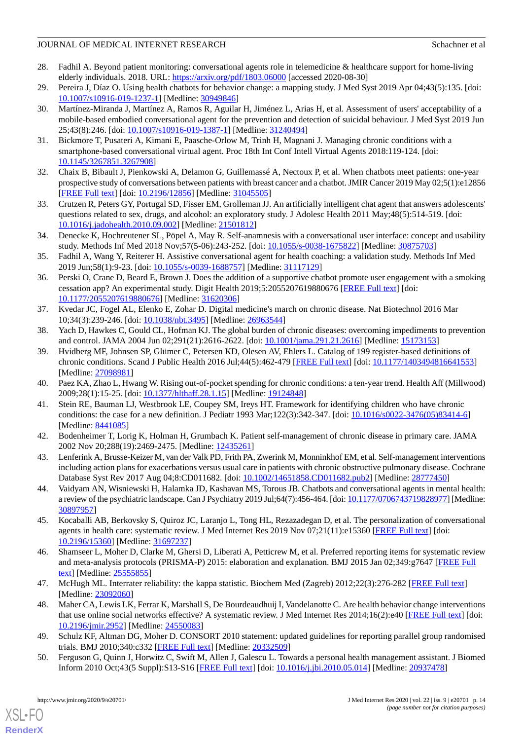28. Fadhil A. Beyond patient monitoring: conversational agents role in telemedicine & healthcare support for home-living elderly individuals. 2018. URL: https://arxiv.org/pdf/1803.06000 [accessed 2020-08-30]
29. Pereira J, Díaz O. Using health chatbots for behavior change: a mapping study. J Med Syst 2019 Apr 04;43(5):135. [doi: 10.1007/s10916-019-1237-1] [Medline: 30949846]
30. Martínez-Miranda J, Martínez A, Ramos R, Aguilar H, Jiménez L, Arias H, et al. Assessment of users' acceptability of a mobile-based embodied conversational agent for the prevention and detection of suicidal behaviour. J Med Syst 2019 Jun 25;43(8):246. [doi: 10.1007/s10916-019-1387-1] [Medline: 31240494]
31. Bickmore T, Pusateri A, Kimani E, Paasche-Orlow M, Trinh H, Magnani J. Managing chronic conditions with a smartphone-based conversational virtual agent. Proc 18th Int Conf Intell Virtual Agents 2018:119-124. [doi: 10.1145/3267851.3267908]
32. Chaix B, Bibault J, Pienkowski A, Delamon G, Guillemassé A, Nectoux P, et al. When chatbots meet patients: one-year prospective study of conversations between patients with breast cancer and a chatbot. JMIR Cancer 2019 May 02;5(1):e12856 [FREE Full text] [doi: 10.2196/12856] [Medline: 31045505]
33. Crutzen R, Peters GY, Portugal SD, Fisser EM, Grolleman JJ. An artificially intelligent chat agent that answers adolescents' questions related to sex, drugs, and alcohol: an exploratory study. J Adolesc Health 2011 May;48(5):514-519. [doi: 10.1016/j.jadohealth.2010.09.002] [Medline: 21501812]
34. Denecke K, Hochreutener SL, Pöpel A, May R. Self-anamnesis with a conversational user interface: concept and usability study. Methods Inf Med 2018 Nov;57(5-06):243-252. [doi: 10.1055/s-0038-1675822] [Medline: 30875703]
35. Fadhil A, Wang Y, Reiterer H. Assistive conversational agent for health coaching: a validation study. Methods Inf Med 2019 Jun;58(1):9-23. [doi: 10.1055/s-0039-1688757] [Medline: 31117129]
36. Perski O, Crane D, Beard E, Brown J. Does the addition of a supportive chatbot promote user engagement with a smoking cessation app? An experimental study. Digit Health 2019;5:2055207619880676 [FREE Full text] [doi: 10.1177/2055207619880676] [Medline: 31620306]
37. Kvedar JC, Fogel AL, Elenko E, Zohar D. Digital medicine's march on chronic disease. Nat Biotechnol 2016 Mar 10;34(3):239-246. [doi: 10.1038/nbt.3495] [Medline: 26963544]
38. Yach D, Hawkes C, Gould CL, Hofman KJ. The global burden of chronic diseases: overcoming impediments to prevention and control. JAMA 2004 Jun 02;291(21):2616-2622. [doi: 10.1001/jama.291.21.2616] [Medline: 15173153]
39. Hvidberg MF, Johnsen SP, Glümer C, Petersen KD, Olesen AV, Ehlers L. Catalog of 199 register-based definitions of chronic conditions. Scand J Public Health 2016 Jul;44(5):462-479 [FREE Full text] [doi: 10.1177/1403494816641553] [Medline: 27098981]
40. Paez KA, Zhao L, Hwang W. Rising out-of-pocket spending for chronic conditions: a ten-year trend. Health Aff (Millwood) 2009;28(1):15-25. [doi: 10.1377/hlthaff.28.1.15] [Medline: 19124848]
41. Stein RE, Bauman LJ, Westbrook LE, Coupey SM, Ireys HT. Framework for identifying children who have chronic conditions: the case for a new definition. J Pediatr 1993 Mar;122(3):342-347. [doi: 10.1016/s0022-3476(05)83414-6] [Medline: 8441085]
42. Bodenheimer T, Lorig K, Holman H, Grumbach K. Patient self-management of chronic disease in primary care. JAMA 2002 Nov 20;288(19):2469-2475. [Medline: 12435261]
43. Lenferink A, Brusse-Keizer M, van der Valk PD, Frith PA, Zwerink M, Monninkhof EM, et al. Self-management interventions including action plans for exacerbations versus usual care in patients with chronic obstructive pulmonary disease. Cochrane Database Syst Rev 2017 Aug 04;8:CD011682. [doi: 10.1002/14651858.CD011682.pub2] [Medline: 28777450]
44. Vaidyam AN, Wisniewski H, Halamka JD, Kashavan MS, Torous JB. Chatbots and conversational agents in mental health: a review of the psychiatric landscape. Can J Psychiatry 2019 Jul;64(7):456-464. [doi: 10.1177/0706743719828977] [Medline: 30897957]
45. Kocaballi AB, Berkovsky S, Quiroz JC, Laranjo L, Tong HL, Rezazadegan D, et al. The personalization of conversational agents in health care: systematic review. J Med Internet Res 2019 Nov 07;21(11):e15360 [FREE Full text] [doi: 10.2196/15360] [Medline: 31697237]
46. Shamseer L, Moher D, Clarke M, Ghersi D, Liberati A, Petticrew M, et al. Preferred reporting items for systematic review and meta-analysis protocols (PRISMA-P) 2015: elaboration and explanation. BMJ 2015 Jan 02;349:g7647 [FREE Full text] [Medline: 25555855]
47. McHugh ML. Interrater reliability: the kappa statistic. Biochem Med (Zagreb) 2012;22(3):276-282 [FREE Full text] [Medline: 23092060]
48. Maher CA, Lewis LK, Ferrar K, Marshall S, De Bourdeaudhuij I, Vandelanotte C. Are health behavior change interventions that use online social networks effective? A systematic review. J Med Internet Res 2014;16(2):e40 [FREE Full text] [doi: 10.2196/jmir.2952] [Medline: 24550083]
49. Schulz KF, Altman DG, Moher D. CONSORT 2010 statement: updated guidelines for reporting parallel group randomised trials. BMJ 2010;340:c332 [FREE Full text] [Medline: 20332509]
50. Ferguson G, Quinn J, Horwitz C, Swift M, Allen J, Galescu L. Towards a personal health management assistant. J Biomed Inform 2010 Oct;43(5 Suppl):S13-S16 [FREE Full text] [doi: 10.1016/j.jbi.2010.05.014] [Medline: 20937478]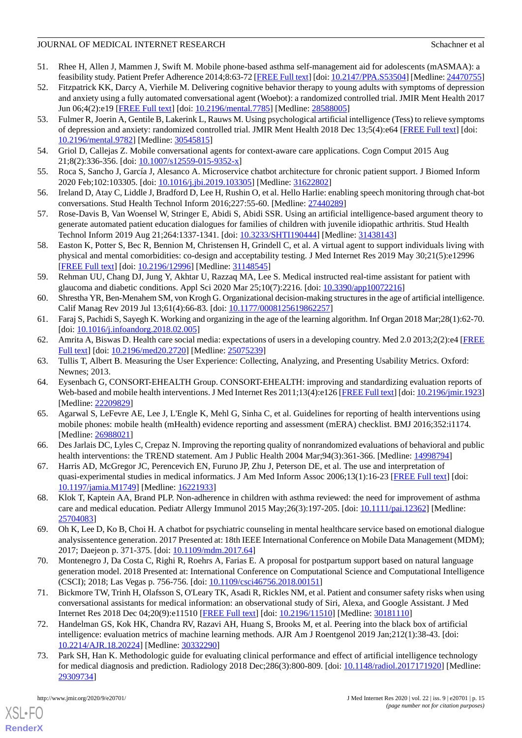51. Rhee H, Allen J, Mammen J, Swift M. Mobile phone-based asthma self-management aid for adolescents (mASMAA): a feasibility study. Patient Prefer Adherence 2014;8:63-72 [FREE Full text] [doi: 10.2147/PPA.S53504] [Medline: 24470755]
52. Fitzpatrick KK, Darcy A, Vierhile M. Delivering cognitive behavior therapy to young adults with symptoms of depression and anxiety using a fully automated conversational agent (Woebot): a randomized controlled trial. JMIR Ment Health 2017 Jun 06;4(2):e19 [FREE Full text] [doi: 10.2196/mental.7785] [Medline: 28588005]
53. Fulmer R, Joerin A, Gentile B, Lakerink L, Rauws M. Using psychological artificial intelligence (Tess) to relieve symptoms of depression and anxiety: randomized controlled trial. JMIR Ment Health 2018 Dec 13;5(4):e64 [FREE Full text] [doi: 10.2196/mental.9782] [Medline: 30545815]
54. Griol D, Callejas Z. Mobile conversational agents for context-aware care applications. Cogn Comput 2015 Aug 21;8(2):336-356. [doi: 10.1007/s12559-015-9352-x]
55. Roca S, Sancho J, García J, Alesanco A. Microservice chatbot architecture for chronic patient support. J Biomed Inform 2020 Feb;102:103305. [doi: 10.1016/j.jbi.2019.103305] [Medline: 31622802]
56. Ireland D, Atay C, Liddle J, Bradford D, Lee H, Rushin O, et al. Hello Harlie: enabling speech monitoring through chat-bot conversations. Stud Health Technol Inform 2016;227:55-60. [Medline: 27440289]
57. Rose-Davis B, Van Woensel W, Stringer E, Abidi S, Abidi SSR. Using an artificial intelligence-based argument theory to generate automated patient education dialogues for families of children with juvenile idiopathic arthritis. Stud Health Technol Inform 2019 Aug 21;264:1337-1341. [doi: 10.3233/SHTI190444] [Medline: 31438143]
58. Easton K, Potter S, Bec R, Bennion M, Christensen H, Grindell C, et al. A virtual agent to support individuals living with physical and mental comorbidities: co-design and acceptability testing. J Med Internet Res 2019 May 30;21(5):e12996 [FREE Full text] [doi: 10.2196/12996] [Medline: 31148545]
59. Rehman UU, Chang DJ, Jung Y, Akhtar U, Razzaq MA, Lee S. Medical instructed real-time assistant for patient with glaucoma and diabetic conditions. Appl Sci 2020 Mar 25;10(7):2216. [doi: 10.3390/app10072216]
60. Shrestha YR, Ben-Menahem SM, von Krogh G. Organizational decision-making structures in the age of artificial intelligence. Calif Manag Rev 2019 Jul 13;61(4):66-83. [doi: 10.1177/0008125619862257]
61. Faraj S, Pachidi S, Sayegh K. Working and organizing in the age of the learning algorithm. Inf Organ 2018 Mar;28(1):62-70. [doi: 10.1016/j.infoandorg.2018.02.005]
62. Amrita A, Biswas D. Health care social media: expectations of users in a developing country. Med 2.0 2013;2(2):e4 [FREE Full text] [doi: 10.2196/med20.2720] [Medline: 25075239]
63. Tullis T, Albert B. Measuring the User Experience: Collecting, Analyzing, and Presenting Usability Metrics. Oxford: Newnes; 2013.
64. Eysenbach G, CONSORT-EHEALTH Group. CONSORT-EHEALTH: improving and standardizing evaluation reports of Web-based and mobile health interventions. J Med Internet Res 2011;13(4):e126 [FREE Full text] [doi: 10.2196/jmir.1923] [Medline: 22209829]
65. Agarwal S, LeFevre AE, Lee J, L'Engle K, Mehl G, Sinha C, et al. Guidelines for reporting of health interventions using mobile phones: mobile health (mHealth) evidence reporting and assessment (mERA) checklist. BMJ 2016;352:i1174. [Medline: 26988021]
66. Des Jarlais DC, Lyles C, Crepaz N. Improving the reporting quality of nonrandomized evaluations of behavioral and public health interventions: the TREND statement. Am J Public Health 2004 Mar;94(3):361-366. [Medline: 14998794]
67. Harris AD, McGregor JC, Perencevich EN, Furuno JP, Zhu J, Peterson DE, et al. The use and interpretation of quasi-experimental studies in medical informatics. J Am Med Inform Assoc 2006;13(1):16-23 [FREE Full text] [doi: 10.1197/jamia.M1749] [Medline: 16221933]
68. Klok T, Kaptein AA, Brand PLP. Non-adherence in children with asthma reviewed: the need for improvement of asthma care and medical education. Pediatr Allergy Immunol 2015 May;26(3):197-205. [doi: 10.1111/pai.12362] [Medline: 25704083]
69. Oh K, Lee D, Ko B, Choi H. A chatbot for psychiatric counseling in mental healthcare service based on emotional dialogue analysissentence generation. 2017 Presented at: 18th IEEE International Conference on Mobile Data Management (MDM); 2017; Daejeon p. 371-375. [doi: 10.1109/mdm.2017.64]
70. Montenegro J, Da Costa C, Righi R, Roehrs A, Farias E. A proposal for postpartum support based on natural language generation model. 2018 Presented at: International Conference on Computational Science and Computational Intelligence (CSCI); 2018; Las Vegas p. 756-756. [doi: 10.1109/csci46756.2018.00151]
71. Bickmore TW, Trinh H, Olafsson S, O'Leary TK, Asadi R, Rickles NM, et al. Patient and consumer safety risks when using conversational assistants for medical information: an observational study of Siri, Alexa, and Google Assistant. J Med Internet Res 2018 Dec 04;20(9):e11510 [FREE Full text] [doi: 10.2196/11510] [Medline: 30181110]
72. Handelman GS, Kok HK, Chandra RV, Razavi AH, Huang S, Brooks M, et al. Peering into the black box of artificial intelligence: evaluation metrics of machine learning methods. AJR Am J Roentgenol 2019 Jan;212(1):38-43. [doi: 10.2214/AJR.18.20224] [Medline: 30332290]
73. Park SH, Han K. Methodologic guide for evaluating clinical performance and effect of artificial intelligence technology for medical diagnosis and prediction. Radiology 2018 Dec;286(3):800-809. [doi: 10.1148/radiol.2017171920] [Medline: 29309734]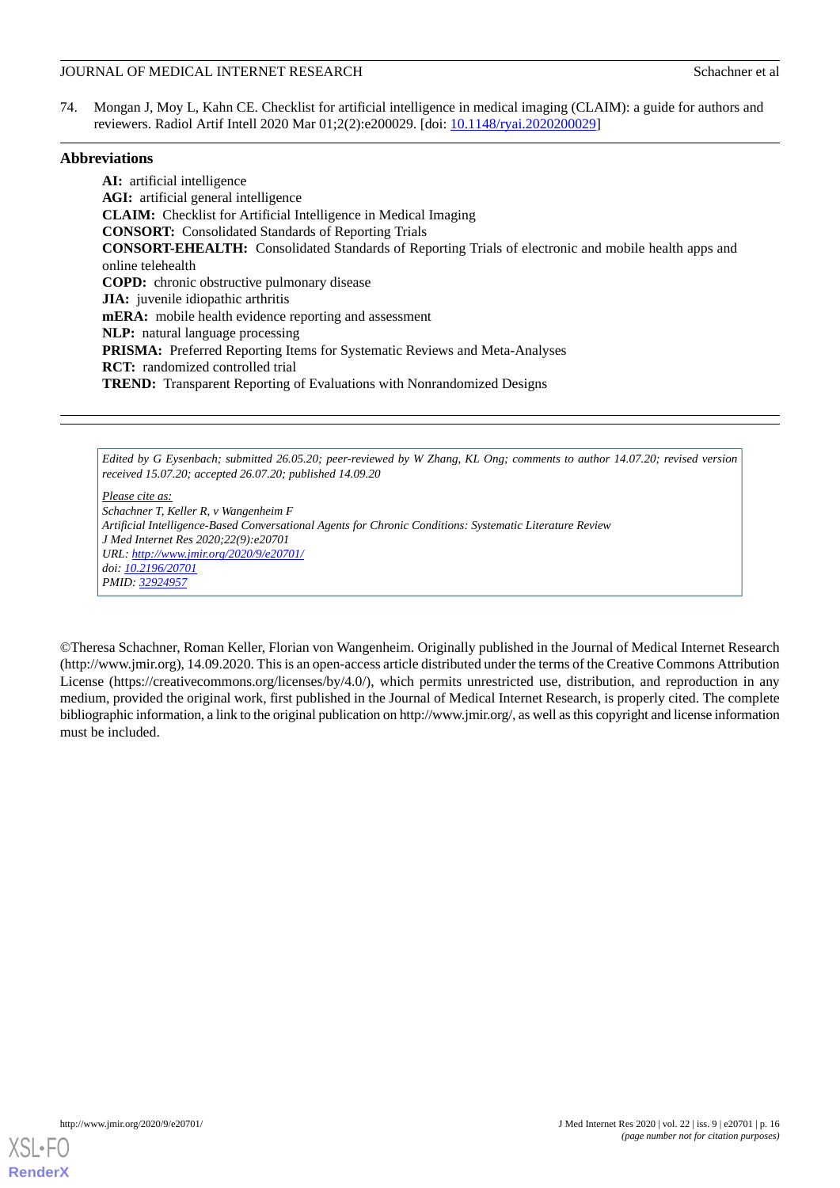74. Mongan J, Moy L, Kahn CE. Checklist for artificial intelligence in medical imaging (CLAIM): a guide for authors and reviewers. Radiol Artif Intell 2020 Mar 01;2(2):e200029. [doi: 10.1148/ryai.2020200029]

## Abbreviations

**AI:** artificial intelligence
**AGI:** artificial general intelligence
**CLAIM:** Checklist for Artificial Intelligence in Medical Imaging
**CONSORT:** Consolidated Standards of Reporting Trials
**CONSORT-EHEALTH:** Consolidated Standards of Reporting Trials of electronic and mobile health apps and online telehealth
**COPD:** chronic obstructive pulmonary disease
**JIA:** juvenile idiopathic arthritis
**mERA:** mobile health evidence reporting and assessment
**NLP:** natural language processing
**PRISMA:** Preferred Reporting Items for Systematic Reviews and Meta-Analyses
**RCT:** randomized controlled trial
**TREND:** Transparent Reporting of Evaluations with Nonrandomized Designs

*Edited by G Eysenbach; submitted 26.05.20; peer-reviewed by W Zhang, KL Ong; comments to author 14.07.20; revised version received 15.07.20; accepted 26.07.20; published 14.09.20*

*Please cite as:*
*Schachner T, Keller R, v Wangenheim F*
*Artificial Intelligence-Based Conversational Agents for Chronic Conditions: Systematic Literature Review*
*J Med Internet Res 2020;22(9):e20701*
*URL: http://www.jmir.org/2020/9/e20701/*
*doi: 10.2196/20701*
*PMID: 32924957*

©Theresa Schachner, Roman Keller, Florian von Wangenheim. Originally published in the Journal of Medical Internet Research (http://www.jmir.org), 14.09.2020. This is an open-access article distributed under the terms of the Creative Commons Attribution License (https://creativecommons.org/licenses/by/4.0/), which permits unrestricted use, distribution, and reproduction in any medium, provided the original work, first published in the Journal of Medical Internet Research, is properly cited. The complete bibliographic information, a link to the original publication on http://www.jmir.org/, as well as this copyright and license information must be included.